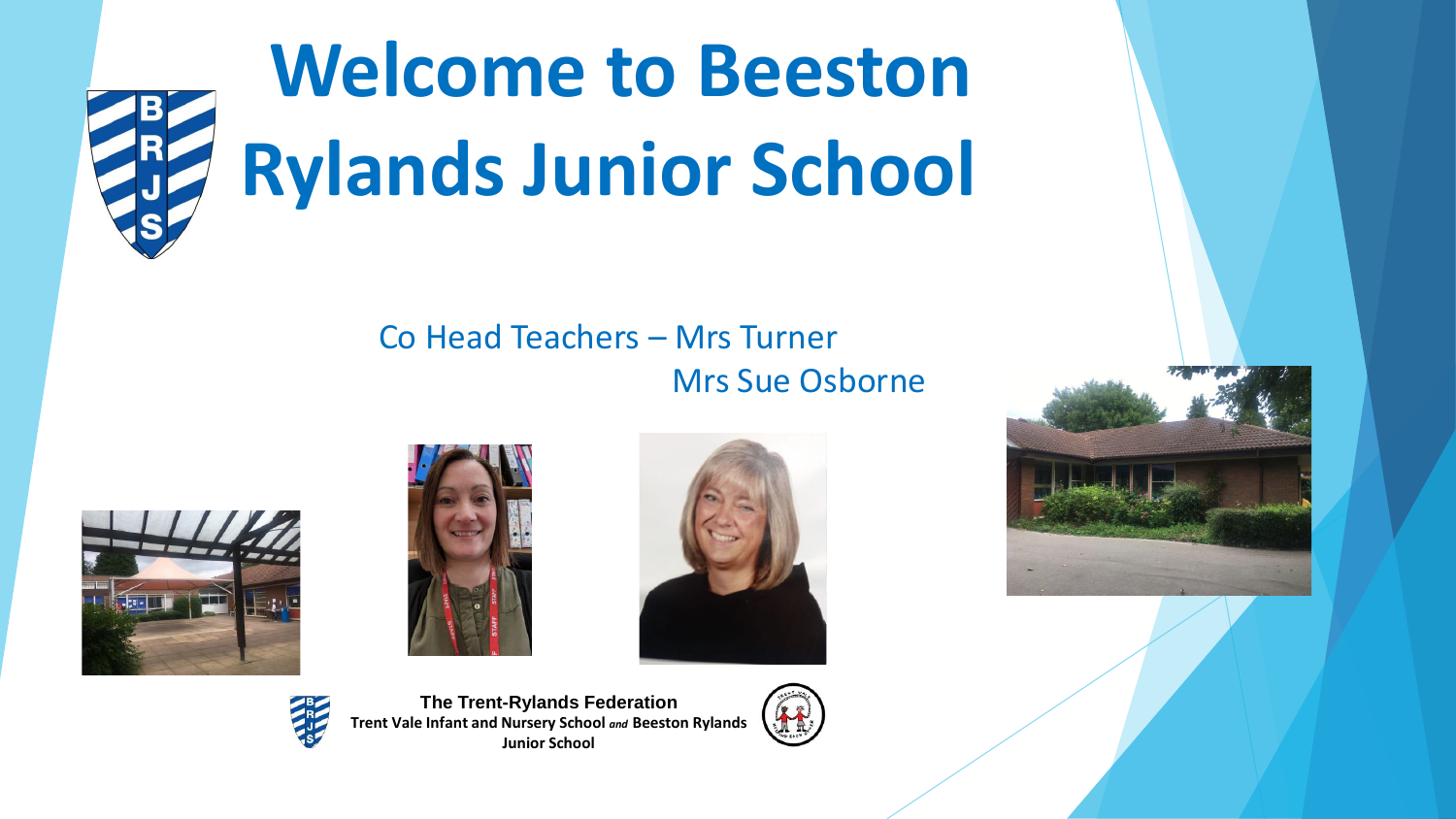# Welcome to Beeston Rylands Junior School

Co Head Teachers – Mrs Turner

Mrs Sue Osborne

**The Trent-Rylands Federation**

**Trent Vale Infant and Nursery School *and* Beeston Rylands Junior School**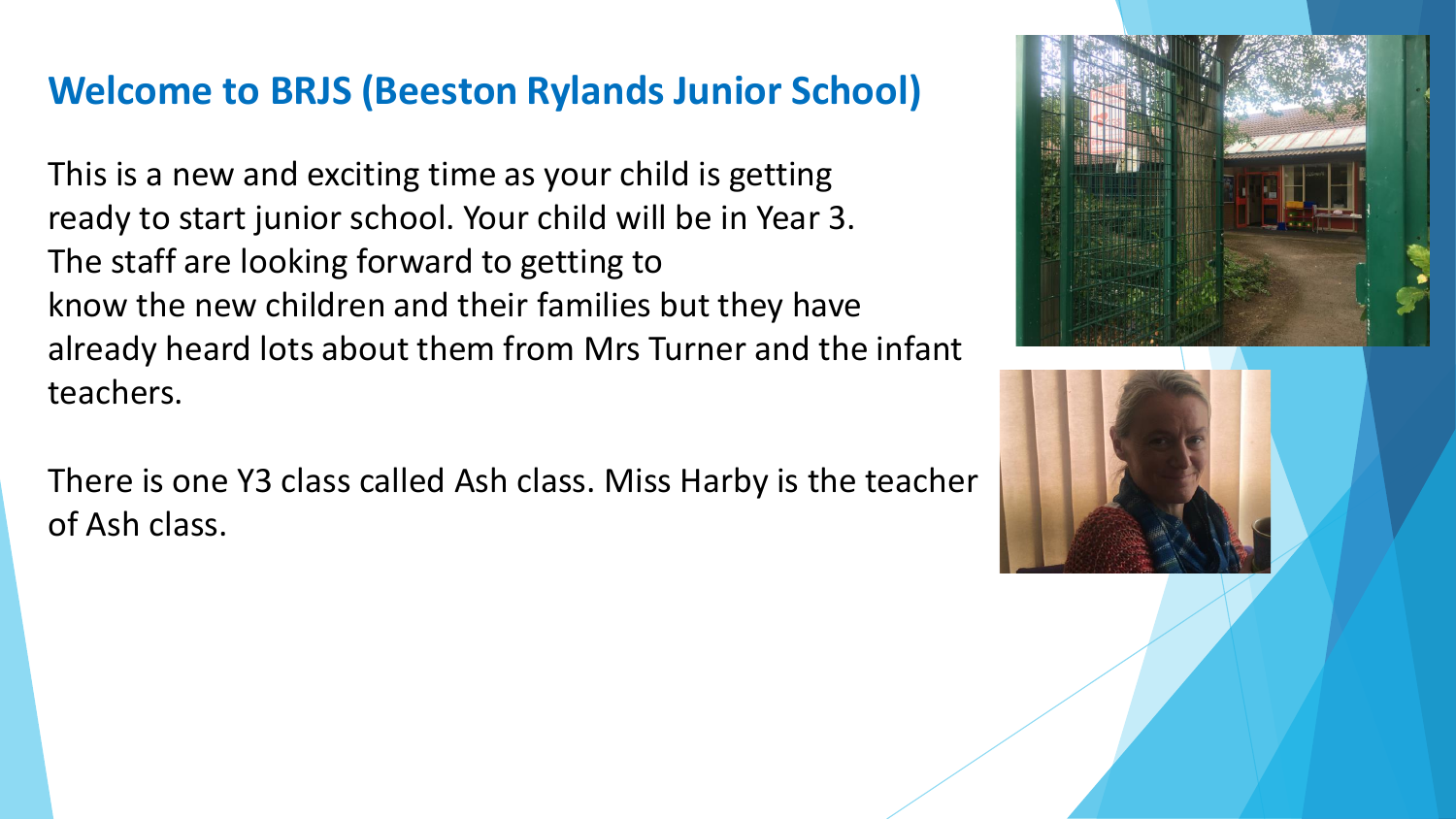## Welcome to BRJS (Beeston Rylands Junior School)

This is a new and exciting time as your child is getting ready to start junior school. Your child will be in Year 3. The staff are looking forward to getting to know the new children and their families but they have already heard lots about them from Mrs Turner and the infant teachers.

There is one Y3 class called Ash class. Miss Harby is the teacher of Ash class.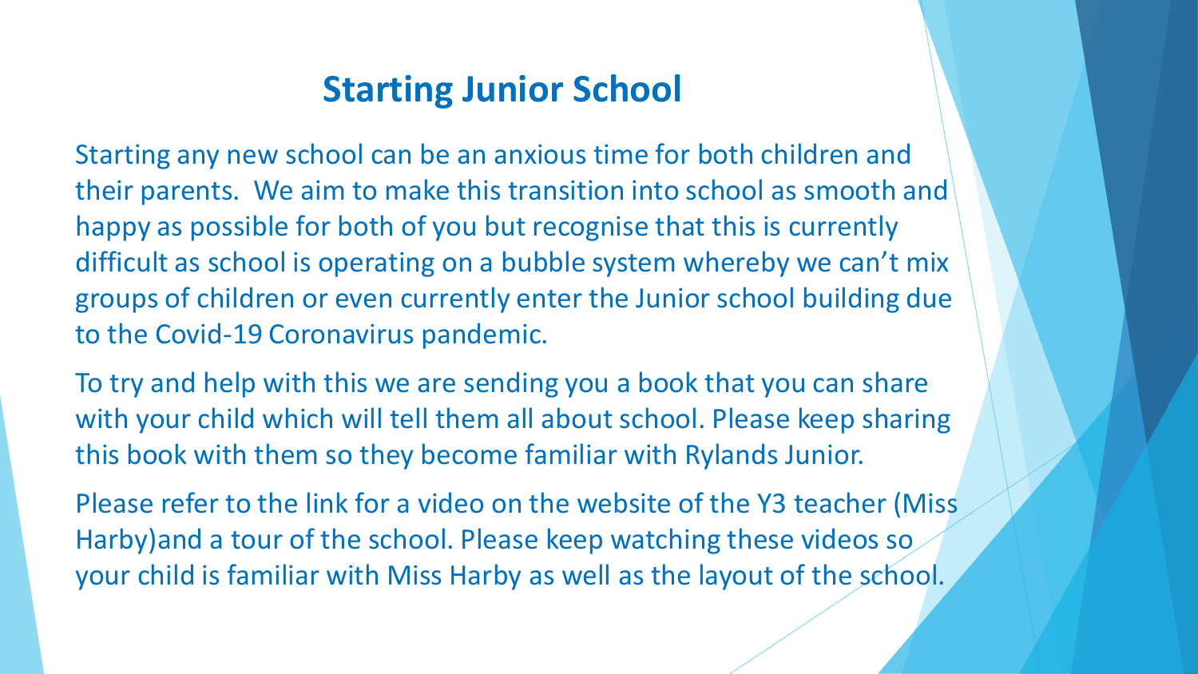# Starting Junior School

Starting any new school can be an anxious time for both children and their parents. We aim to make this transition into school as smooth and happy as possible for both of you but recognise that this is currently difficult as school is operating on a bubble system whereby we can't mix groups of children or even currently enter the Junior school building due to the Covid-19 Coronavirus pandemic.

To try and help with this we are sending you a book that you can share with your child which will tell them all about school. Please keep sharing this book with them so they become familiar with Rylands Junior.

Please refer to the link for a video on the website of the Y3 teacher (Miss Harby)and a tour of the school. Please keep watching these videos so your child is familiar with Miss Harby as well as the layout of the school.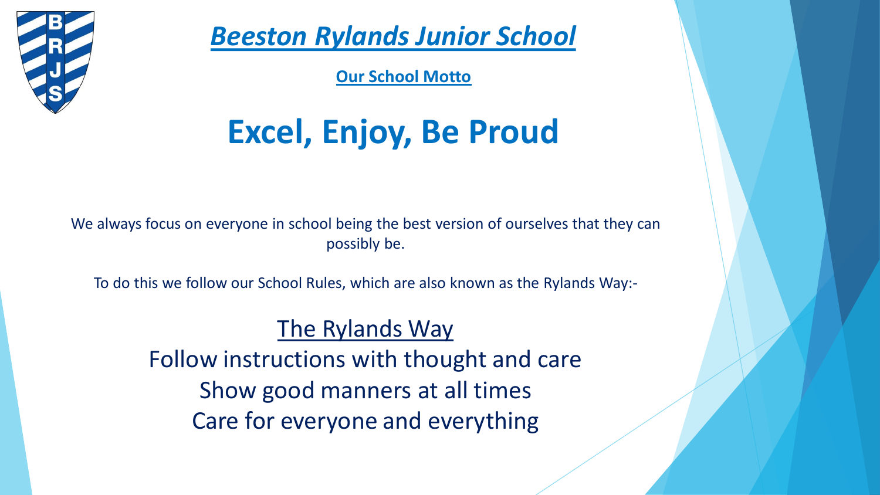# *Beeston Rylands Junior School*

**Our School Motto**

## Excel, Enjoy, Be Proud

We always focus on everyone in school being the best version of ourselves that they can possibly be.

To do this we follow our School Rules, which are also known as the Rylands Way:-

### The Rylands Way

Follow instructions with thought and care

Show good manners at all times

Care for everyone and everything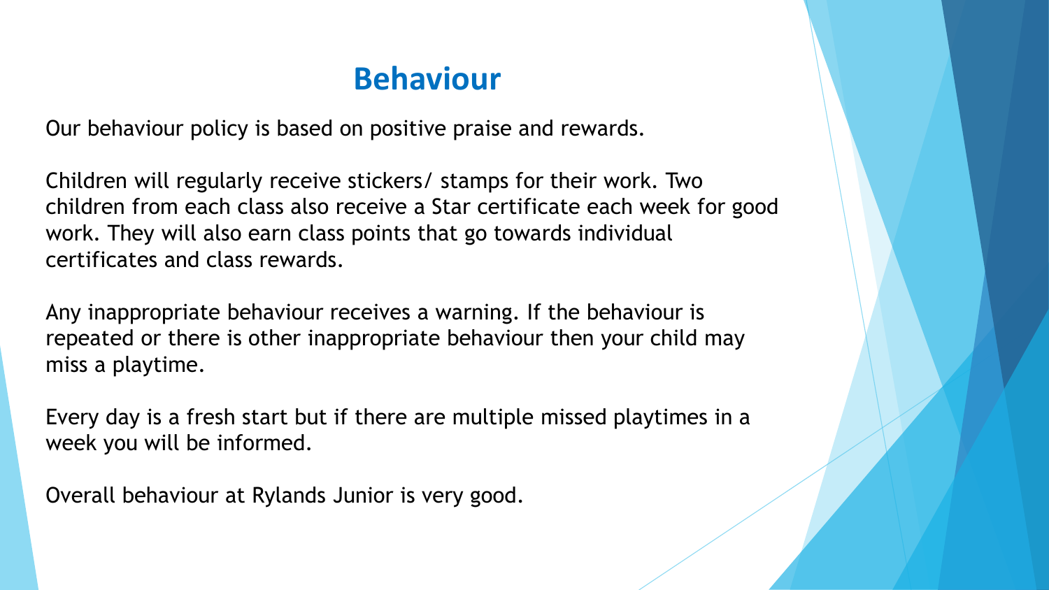# Behaviour

Our behaviour policy is based on positive praise and rewards.

Children will regularly receive stickers/ stamps for their work. Two children from each class also receive a Star certificate each week for good work. They will also earn class points that go towards individual certificates and class rewards.

Any inappropriate behaviour receives a warning. If the behaviour is repeated or there is other inappropriate behaviour then your child may miss a playtime.

Every day is a fresh start but if there are multiple missed playtimes in a week you will be informed.

Overall behaviour at Rylands Junior is very good.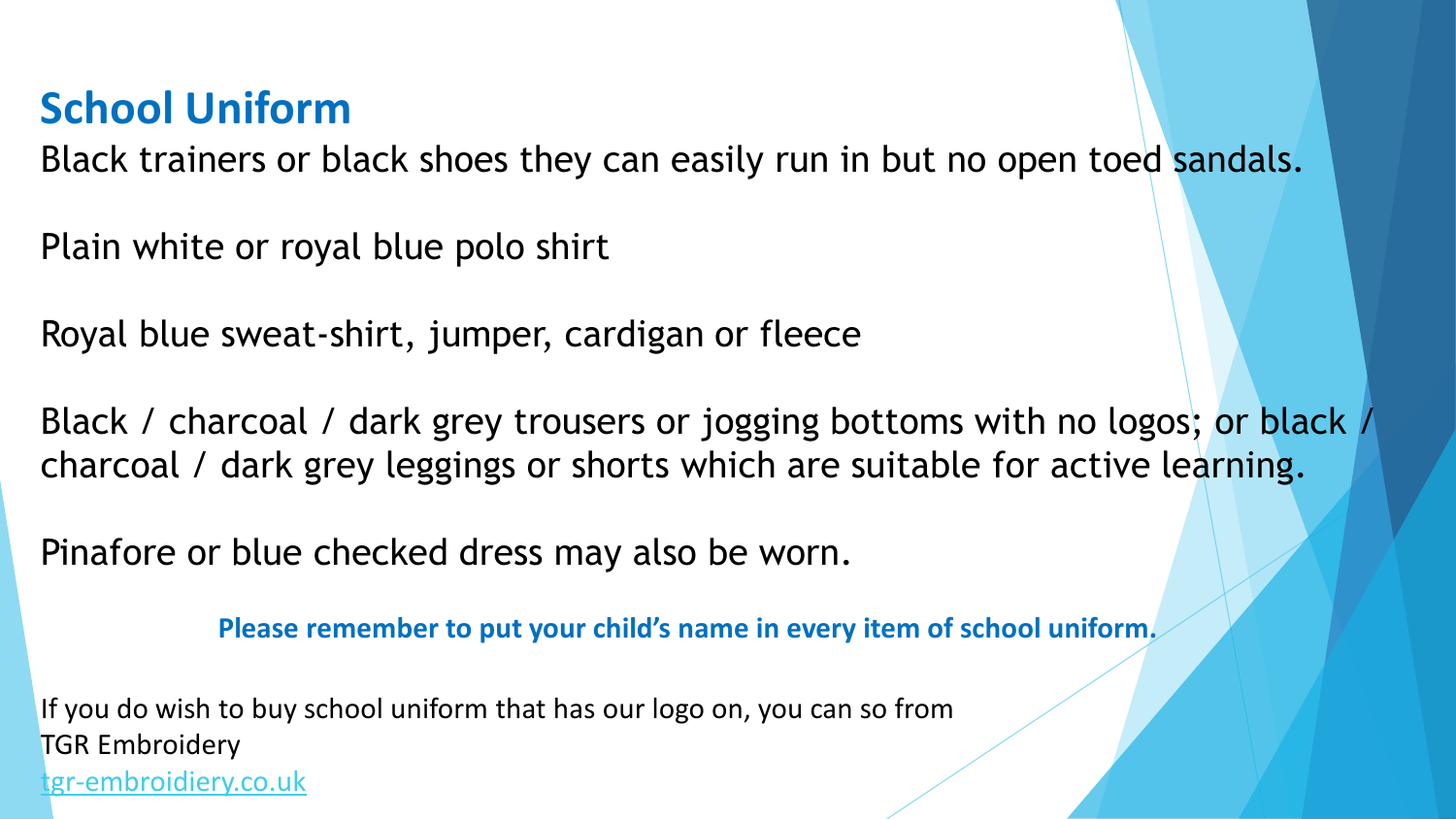## School Uniform

Black trainers or black shoes they can easily run in but no open toed sandals.

Plain white or royal blue polo shirt

Royal blue sweat-shirt, jumper, cardigan or fleece

Black / charcoal / dark grey trousers or jogging bottoms with no logos; or black / charcoal / dark grey leggings or shorts which are suitable for active learning.

Pinafore or blue checked dress may also be worn.

**Please remember to put your child's name in every item of school uniform.**

If you do wish to buy school uniform that has our logo on, you can so from
TGR Embroidery
tgr-embroidiery.co.uk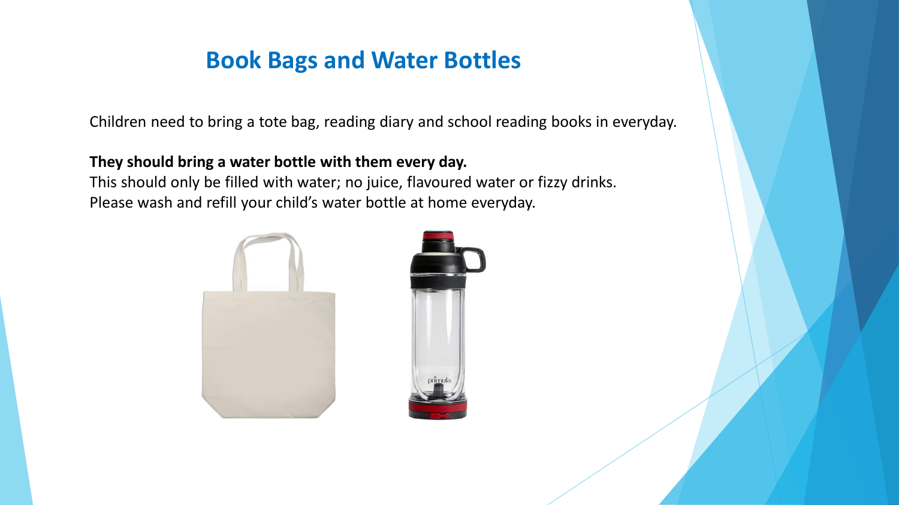# Book Bags and Water Bottles

Children need to bring a tote bag, reading diary and school reading books in everyday.

**They should bring a water bottle with them every day.**
This should only be filled with water; no juice, flavoured water or fizzy drinks.
Please wash and refill your child's water bottle at home everyday.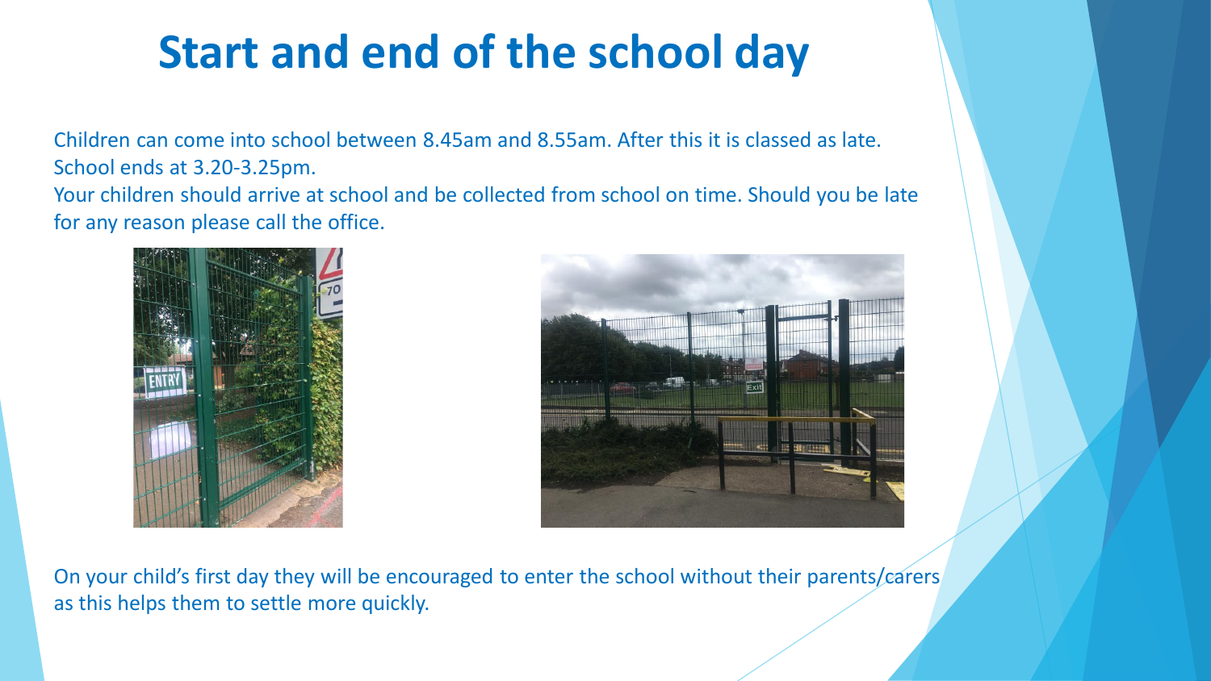# Start and end of the school day

Children can come into school between 8.45am and 8.55am. After this it is classed as late.
School ends at 3.20-3.25pm.
Your children should arrive at school and be collected from school on time. Should you be late for any reason please call the office.

On your child's first day they will be encouraged to enter the school without their parents/carers as this helps them to settle more quickly.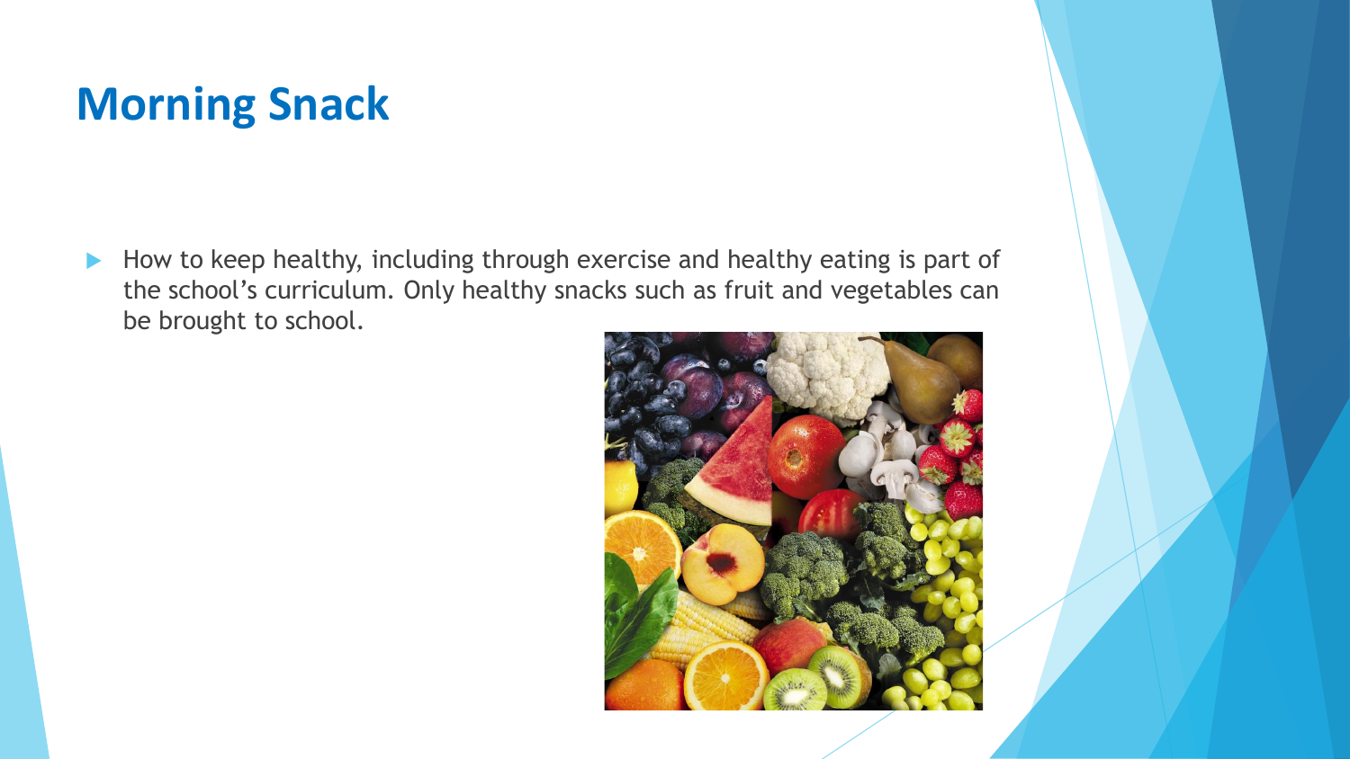## Morning Snack

- How to keep healthy, including through exercise and healthy eating is part of the school's curriculum. Only healthy snacks such as fruit and vegetables can be brought to school.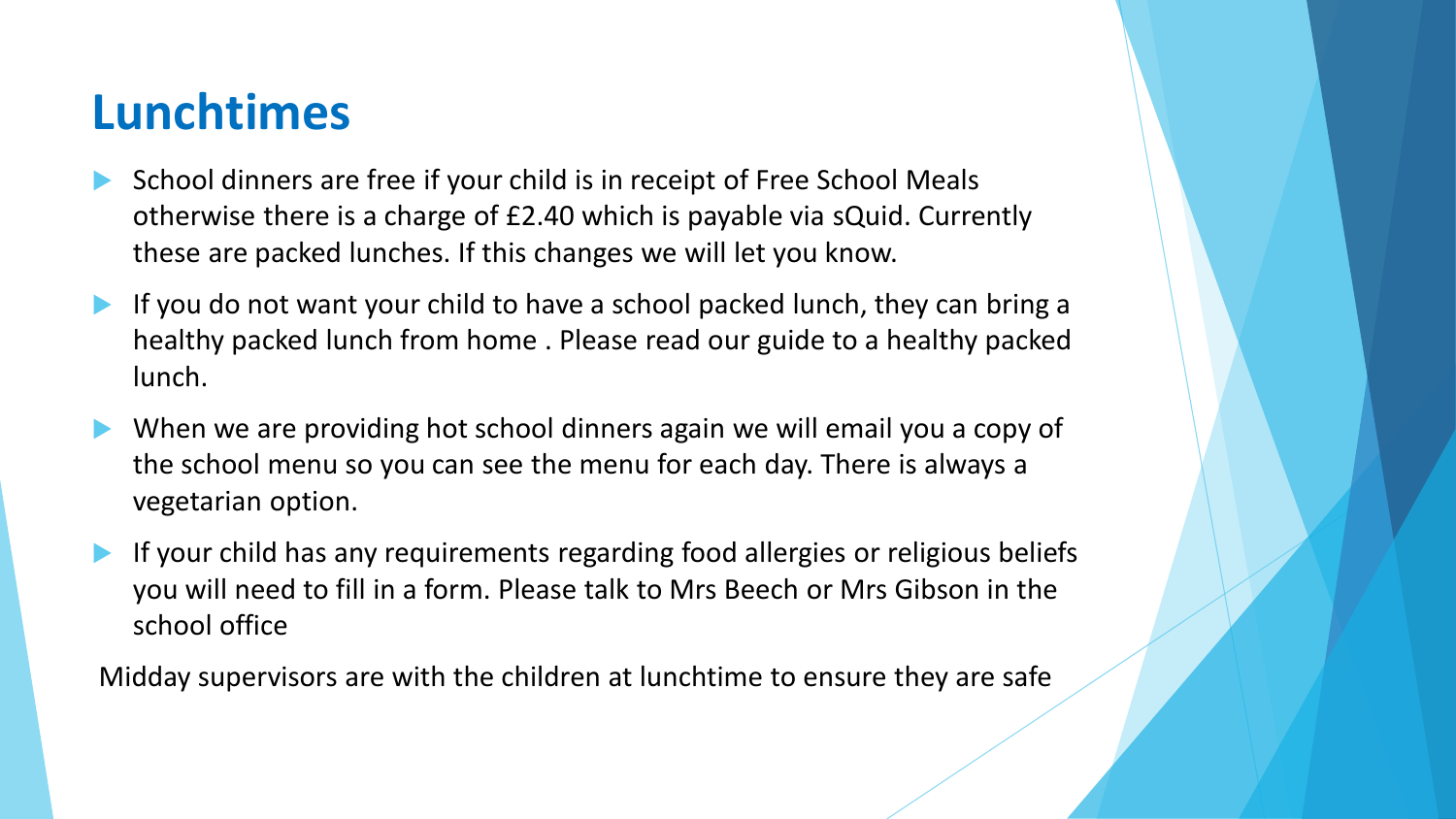# Lunchtimes

- School dinners are free if your child is in receipt of Free School Meals otherwise there is a charge of £2.40 which is payable via sQuid. Currently these are packed lunches. If this changes we will let you know.
- If you do not want your child to have a school packed lunch, they can bring a healthy packed lunch from home . Please read our guide to a healthy packed lunch.
- When we are providing hot school dinners again we will email you a copy of the school menu so you can see the menu for each day. There is always a vegetarian option.
- If your child has any requirements regarding food allergies or religious beliefs you will need to fill in a form. Please talk to Mrs Beech or Mrs Gibson in the school office

Midday supervisors are with the children at lunchtime to ensure they are safe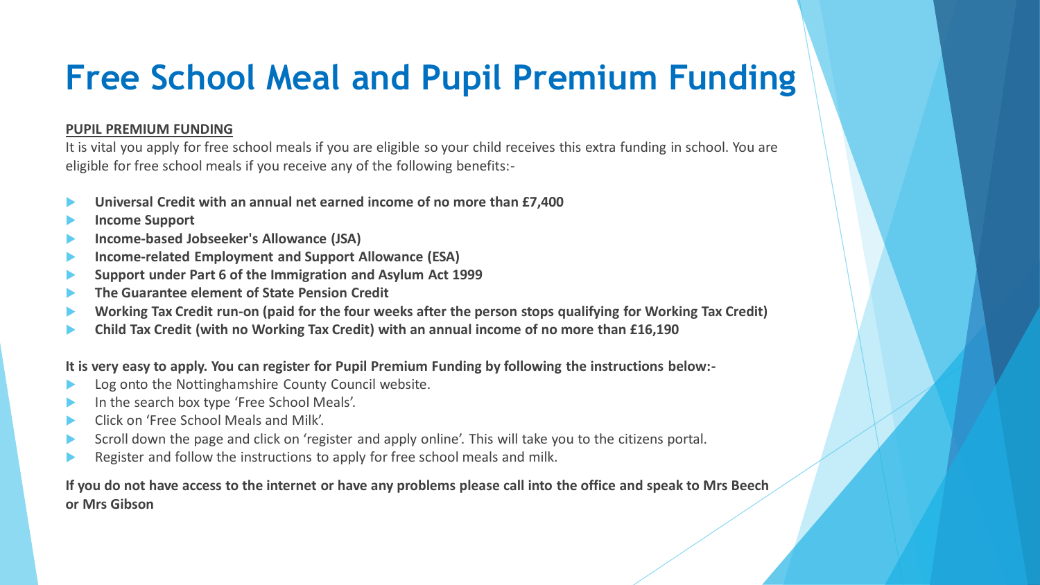# Free School Meal and Pupil Premium Funding

**PUPIL PREMIUM FUNDING**

It is vital you apply for free school meals if you are eligible so your child receives this extra funding in school. You are eligible for free school meals if you receive any of the following benefits:-

- **Universal Credit with an annual net earned income of no more than £7,400**
- **Income Support**
- **Income-based Jobseeker's Allowance (JSA)**
- **Income-related Employment and Support Allowance (ESA)**
- **Support under Part 6 of the Immigration and Asylum Act 1999**
- **The Guarantee element of State Pension Credit**
- **Working Tax Credit run-on (paid for the four weeks after the person stops qualifying for Working Tax Credit)**
- **Child Tax Credit (with no Working Tax Credit) with an annual income of no more than £16,190**

**It is very easy to apply. You can register for Pupil Premium Funding by following the instructions below:-**

- Log onto the Nottinghamshire County Council website.
- In the search box type 'Free School Meals'.
- Click on 'Free School Meals and Milk'.
- Scroll down the page and click on 'register and apply online'. This will take you to the citizens portal.
- Register and follow the instructions to apply for free school meals and milk.

**If you do not have access to the internet or have any problems please call into the office and speak to Mrs Beech or Mrs Gibson**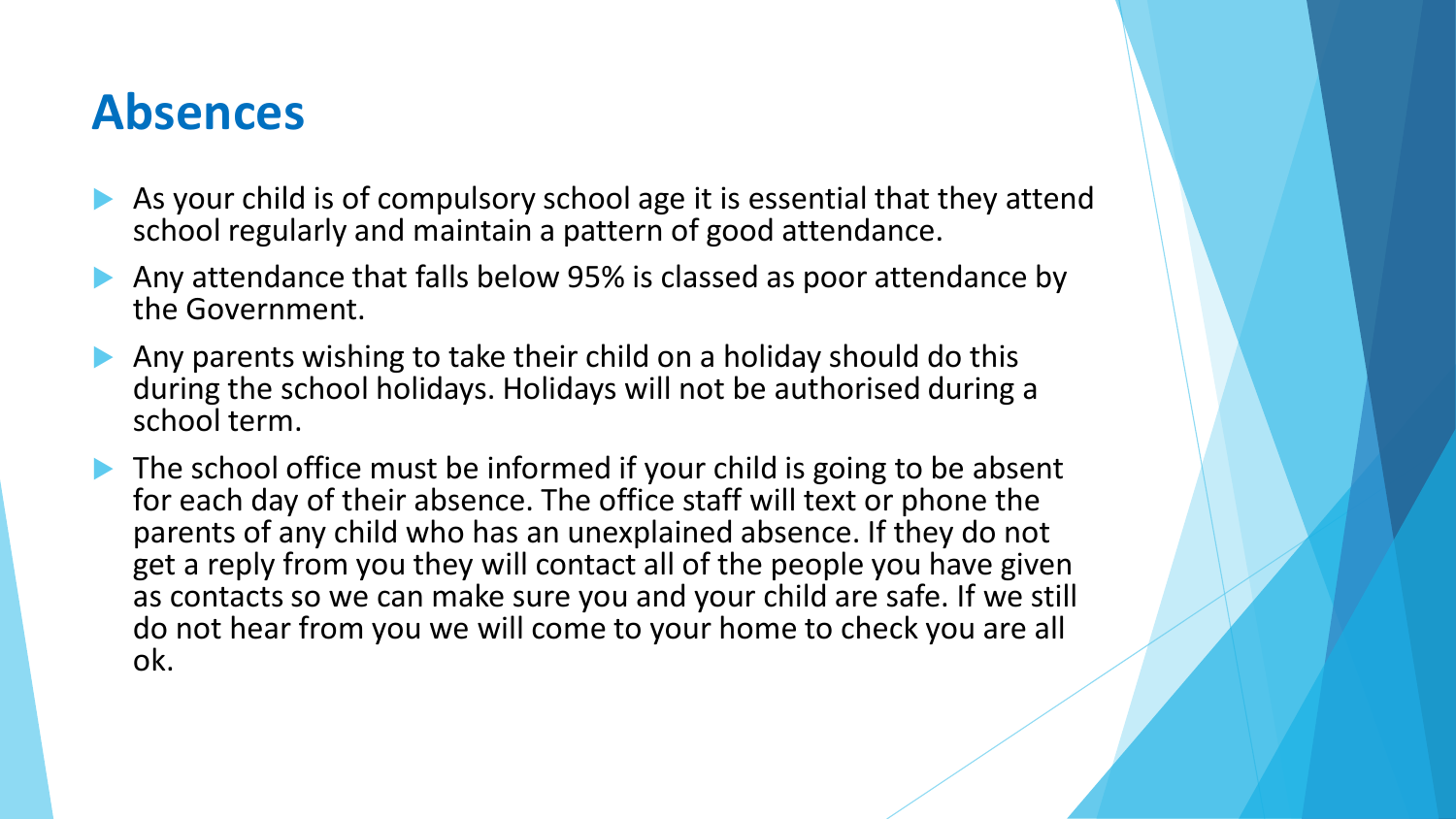# Absences

- As your child is of compulsory school age it is essential that they attend school regularly and maintain a pattern of good attendance.
- Any attendance that falls below 95% is classed as poor attendance by the Government.
- Any parents wishing to take their child on a holiday should do this during the school holidays. Holidays will not be authorised during a school term.
- The school office must be informed if your child is going to be absent for each day of their absence. The office staff will text or phone the parents of any child who has an unexplained absence. If they do not get a reply from you they will contact all of the people you have given as contacts so we can make sure you and your child are safe. If we still do not hear from you we will come to your home to check you are all ok.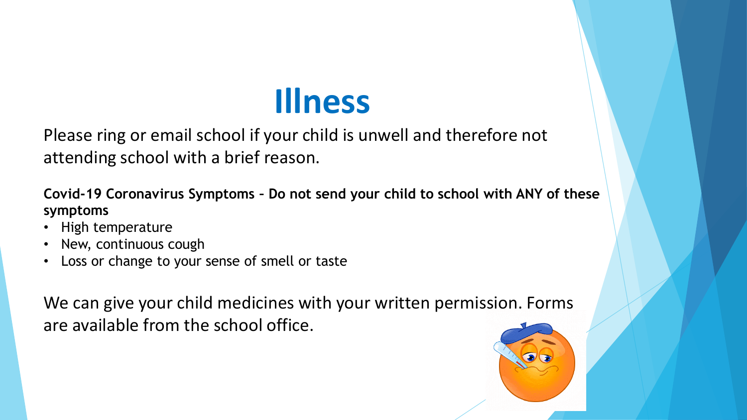# Illness

Please ring or email school if your child is unwell and therefore not attending school with a brief reason.

**Covid-19 Coronavirus Symptoms – Do not send your child to school with ANY of these symptoms**

- High temperature
- New, continuous cough
- Loss or change to your sense of smell or taste

We can give your child medicines with your written permission. Forms are available from the school office.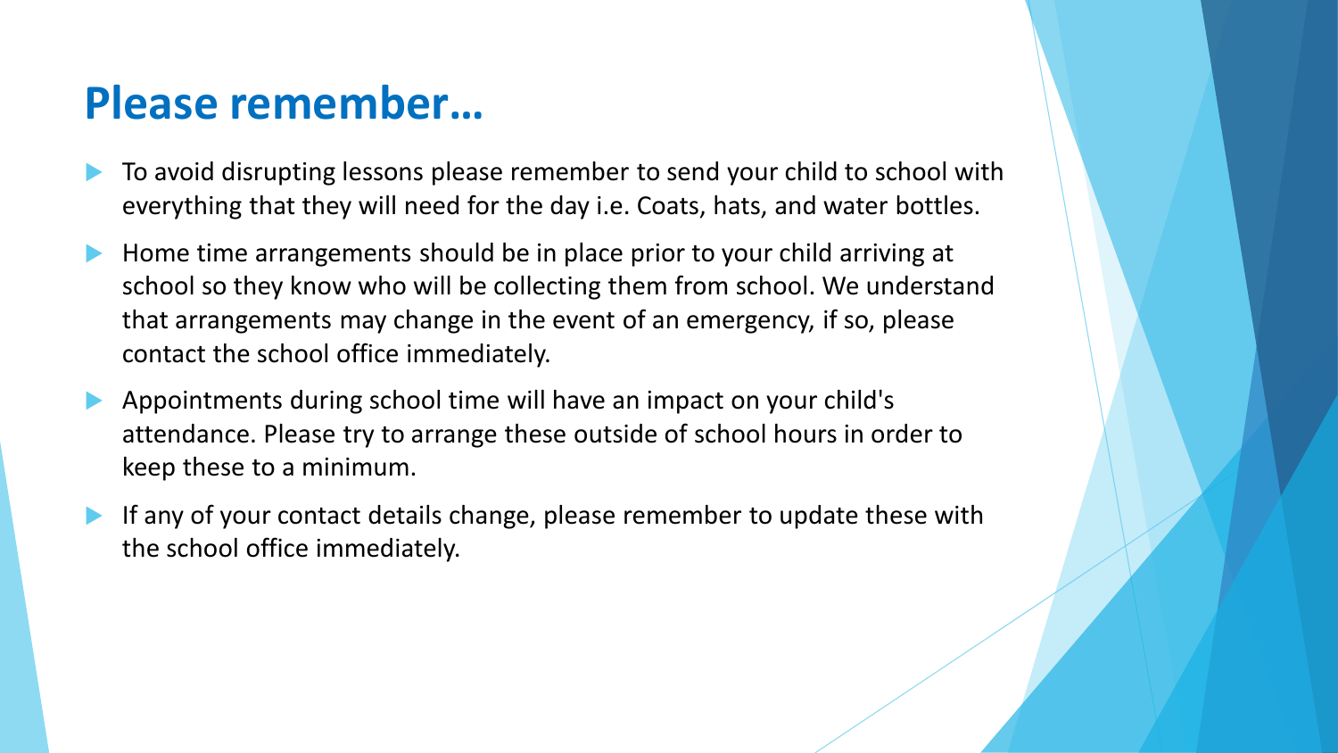# Please remember…

- To avoid disrupting lessons please remember to send your child to school with everything that they will need for the day i.e. Coats, hats, and water bottles.
- Home time arrangements should be in place prior to your child arriving at school so they know who will be collecting them from school. We understand that arrangements may change in the event of an emergency, if so, please contact the school office immediately.
- Appointments during school time will have an impact on your child's attendance. Please try to arrange these outside of school hours in order to keep these to a minimum.
- If any of your contact details change, please remember to update these with the school office immediately.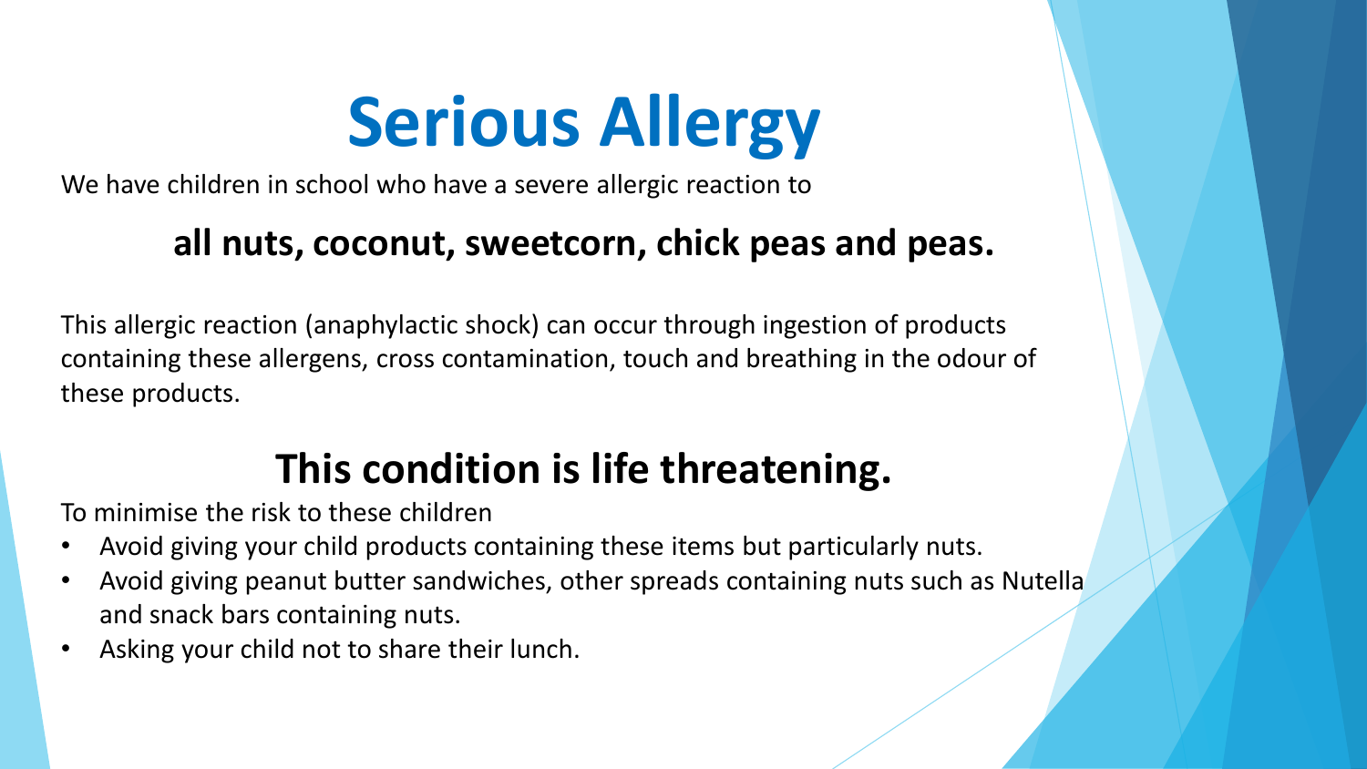# Serious Allergy

We have children in school who have a severe allergic reaction to

**all nuts, coconut, sweetcorn, chick peas and peas.**

This allergic reaction (anaphylactic shock) can occur through ingestion of products containing these allergens, cross contamination, touch and breathing in the odour of these products.

## This condition is life threatening.

To minimise the risk to these children

- Avoid giving your child products containing these items but particularly nuts.
- Avoid giving peanut butter sandwiches, other spreads containing nuts such as Nutella and snack bars containing nuts.
- Asking your child not to share their lunch.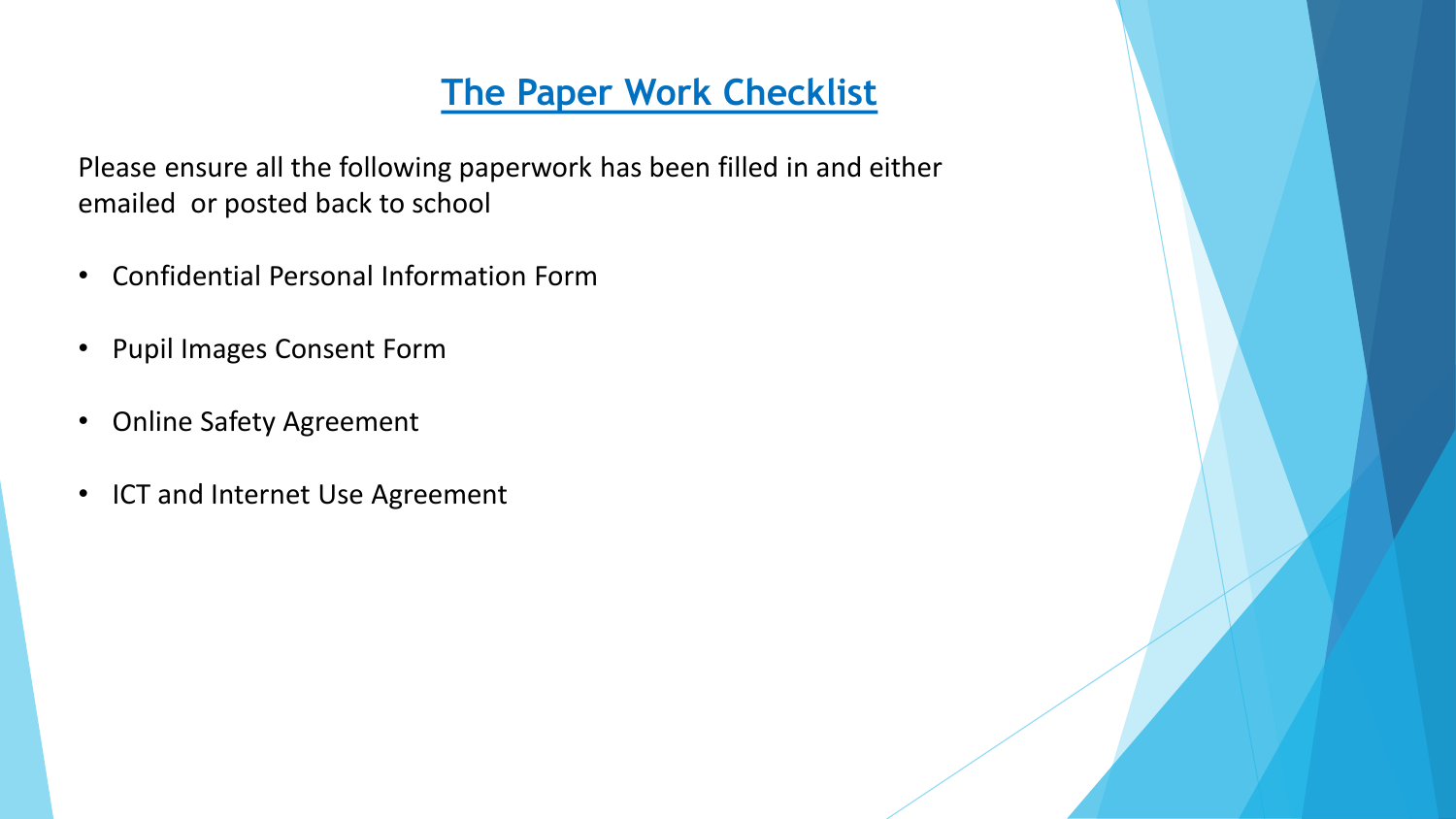# The Paper Work Checklist

Please ensure all the following paperwork has been filled in and either emailed  or posted back to school

- Confidential Personal Information Form
- Pupil Images Consent Form
- Online Safety Agreement
- ICT and Internet Use Agreement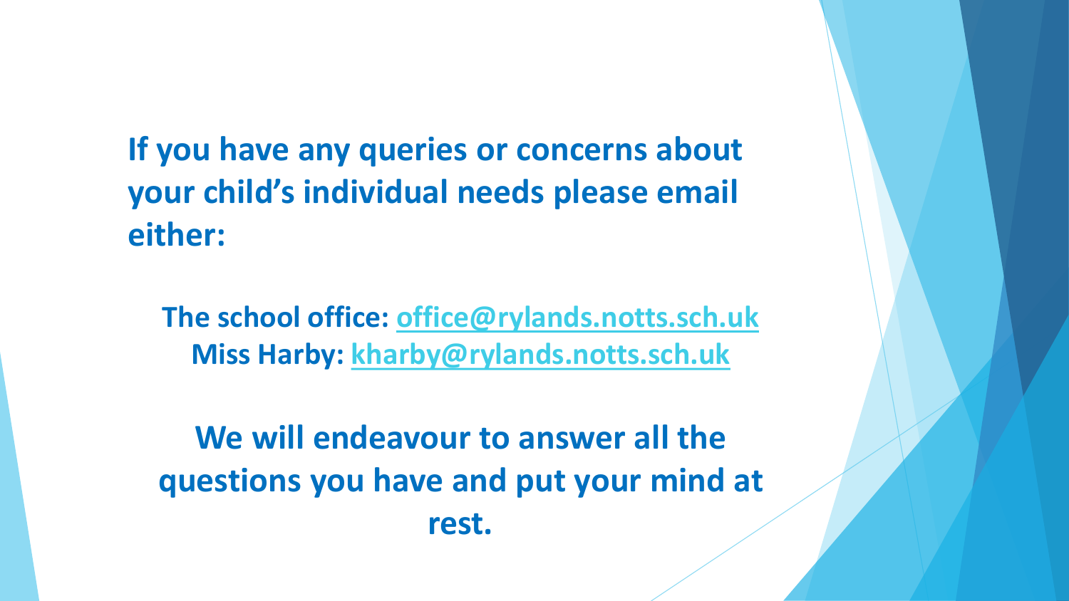**If you have any queries or concerns about your child's individual needs please email either:**

**The school office: office@rylands.notts.sch.uk**
**Miss Harby: kharby@rylands.notts.sch.uk**

**We will endeavour to answer all the questions you have and put your mind at rest.**